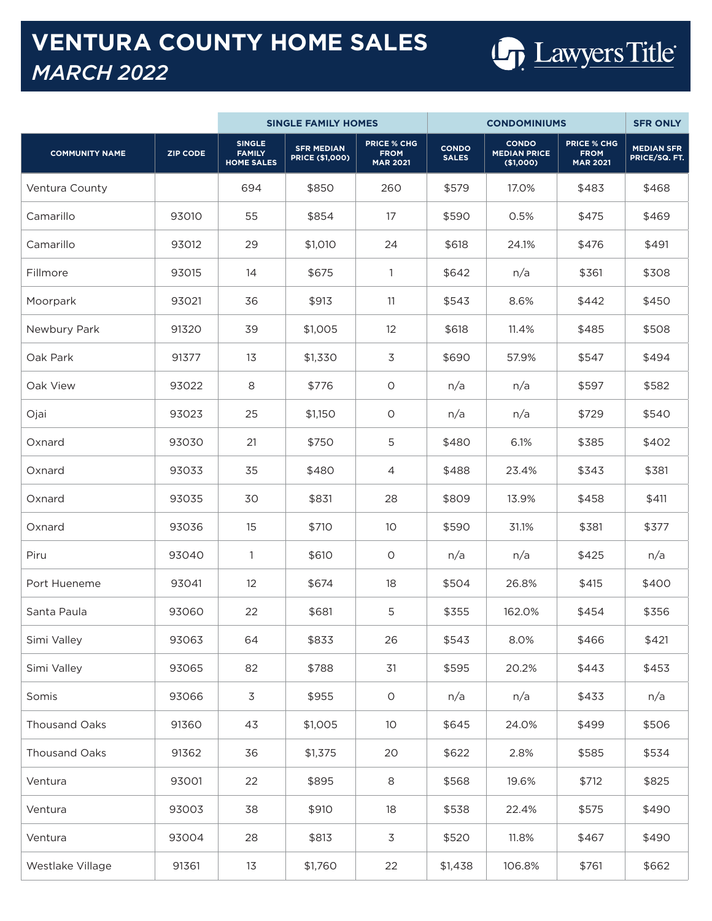# VENTURA COUNTY HOME SALES
## *MARCH 2022*

Lawyers Title

| | | SINGLE FAMILY HOMES | | | CONDOMINIUMS | | | SFR ONLY |
|---|---|---|---|---|---|---|---|---|
| COMMUNITY NAME | ZIP CODE | SINGLE FAMILY HOME SALES | SFR MEDIAN PRICE ($1,000) | PRICE % CHG FROM MAR 2021 | CONDO SALES | CONDO MEDIAN PRICE ($1,000) | PRICE % CHG FROM MAR 2021 | MEDIAN SFR PRICE/SQ. FT. |
| Ventura County | | 694 | $850 | 260 | $579 | 17.0% | $483 | $468 |
| Camarillo | 93010 | 55 | $854 | 17 | $590 | 0.5% | $475 | $469 |
| Camarillo | 93012 | 29 | $1,010 | 24 | $618 | 24.1% | $476 | $491 |
| Fillmore | 93015 | 14 | $675 | 1 | $642 | n/a | $361 | $308 |
| Moorpark | 93021 | 36 | $913 | 11 | $543 | 8.6% | $442 | $450 |
| Newbury Park | 91320 | 39 | $1,005 | 12 | $618 | 11.4% | $485 | $508 |
| Oak Park | 91377 | 13 | $1,330 | 3 | $690 | 57.9% | $547 | $494 |
| Oak View | 93022 | 8 | $776 | 0 | n/a | n/a | $597 | $582 |
| Ojai | 93023 | 25 | $1,150 | 0 | n/a | n/a | $729 | $540 |
| Oxnard | 93030 | 21 | $750 | 5 | $480 | 6.1% | $385 | $402 |
| Oxnard | 93033 | 35 | $480 | 4 | $488 | 23.4% | $343 | $381 |
| Oxnard | 93035 | 30 | $831 | 28 | $809 | 13.9% | $458 | $411 |
| Oxnard | 93036 | 15 | $710 | 10 | $590 | 31.1% | $381 | $377 |
| Piru | 93040 | 1 | $610 | 0 | n/a | n/a | $425 | n/a |
| Port Hueneme | 93041 | 12 | $674 | 18 | $504 | 26.8% | $415 | $400 |
| Santa Paula | 93060 | 22 | $681 | 5 | $355 | 162.0% | $454 | $356 |
| Simi Valley | 93063 | 64 | $833 | 26 | $543 | 8.0% | $466 | $421 |
| Simi Valley | 93065 | 82 | $788 | 31 | $595 | 20.2% | $443 | $453 |
| Somis | 93066 | 3 | $955 | 0 | n/a | n/a | $433 | n/a |
| Thousand Oaks | 91360 | 43 | $1,005 | 10 | $645 | 24.0% | $499 | $506 |
| Thousand Oaks | 91362 | 36 | $1,375 | 20 | $622 | 2.8% | $585 | $534 |
| Ventura | 93001 | 22 | $895 | 8 | $568 | 19.6% | $712 | $825 |
| Ventura | 93003 | 38 | $910 | 18 | $538 | 22.4% | $575 | $490 |
| Ventura | 93004 | 28 | $813 | 3 | $520 | 11.8% | $467 | $490 |
| Westlake Village | 91361 | 13 | $1,760 | 22 | $1,438 | 106.8% | $761 | $662 |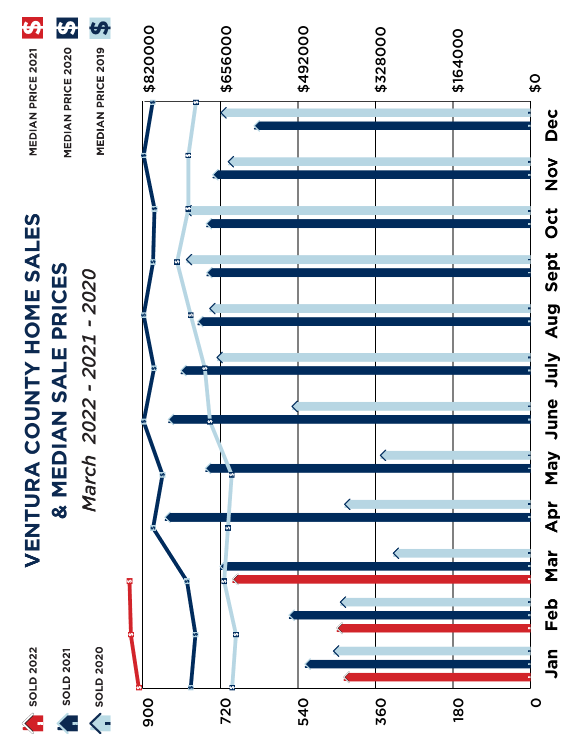# VENTURA COUNTY HOME SALES & MEDIAN SALE PRICES

*March 2022 - 2021 - 2020*

SOLD 2022

SOLD 2021

SOLD 2020

MEDIAN PRICE 2021

MEDIAN PRICE 2020

MEDIAN PRICE 2019

900

720

540

360

180

0

$820000

$656000

$492000

$328000

$164000

$0

Jan

Feb

Mar

Apr

May

June

July

Aug

Sept

Oct

Nov

Dec